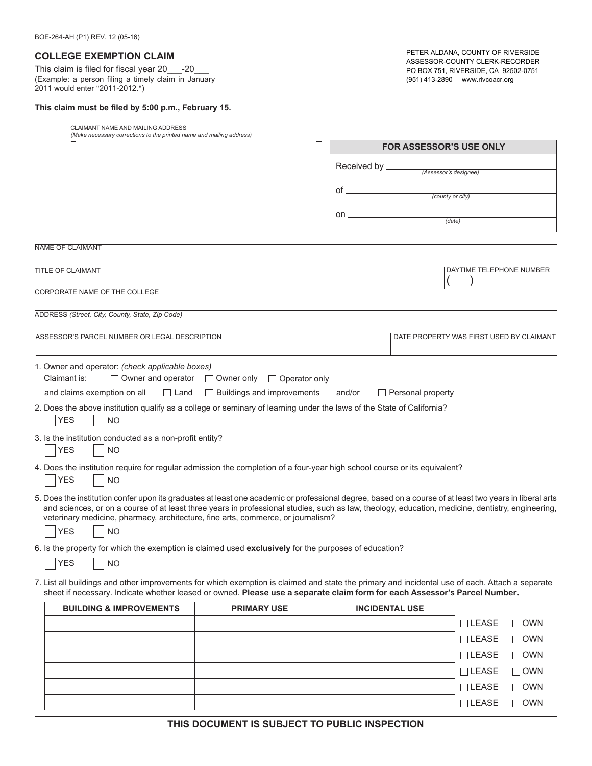BOE-264-AH (P1) REV. 12 (05-16)

## COLLEGE EXEMPTION CLAIM

This claim is filed for fiscal year 20___-20___
(Example: a person filing a timely claim in January 2011 would enter "2011-2012.")

PETER ALDANA, COUNTY OF RIVERSIDE
ASSESSOR-COUNTY CLERK-RECORDER
PO BOX 751, RIVERSIDE, CA 92502-0751
(951) 413-2890 www.rivcoacr.org

**This claim must be filed by 5:00 p.m., February 15.**

CLAIMANT NAME AND MAILING ADDRESS
*(Make necessary corrections to the printed name and mailing address)*

| FOR ASSESSOR'S USE ONLY |
|---|
| Received by ______________ *(Assessor's designee)* |
| of ______________ *(county or city)* |
| on ______________ *(date)* |

NAME OF CLAIMANT

TITLE OF CLAIMANT

DAYTIME TELEPHONE NUMBER
(    )

CORPORATE NAME OF THE COLLEGE

ADDRESS *(Street, City, County, State, Zip Code)*

ASSESSOR'S PARCEL NUMBER OR LEGAL DESCRIPTION

DATE PROPERTY WAS FIRST USED BY CLAIMANT

1. Owner and operator: *(check applicable boxes)*
   Claimant is: ☐ Owner and operator ☐ Owner only ☐ Operator only
   and claims exemption on all ☐ Land ☐ Buildings and improvements and/or ☐ Personal property

2. Does the above institution qualify as a college or seminary of learning under the laws of the State of California?
   ☐ YES ☐ NO

3. Is the institution conducted as a non-profit entity?
   ☐ YES ☐ NO

4. Does the institution require for regular admission the completion of a four-year high school course or its equivalent?
   ☐ YES ☐ NO

5. Does the institution confer upon its graduates at least one academic or professional degree, based on a course of at least two years in liberal arts and sciences, or on a course of at least three years in professional studies, such as law, theology, education, medicine, dentistry, engineering, veterinary medicine, pharmacy, architecture, fine arts, commerce, or journalism?
   ☐ YES ☐ NO

6. Is the property for which the exemption is claimed used **exclusively** for the purposes of education?
   ☐ YES ☐ NO

7. List all buildings and other improvements for which exemption is claimed and state the primary and incidental use of each. Attach a separate sheet if necessary. Indicate whether leased or owned. **Please use a separate claim form for each Assessor's Parcel Number.**

| BUILDING & IMPROVEMENTS | PRIMARY USE | INCIDENTAL USE | |
|---|---|---|---|
| | | | ☐ LEASE ☐ OWN |
| | | | ☐ LEASE ☐ OWN |
| | | | ☐ LEASE ☐ OWN |
| | | | ☐ LEASE ☐ OWN |
| | | | ☐ LEASE ☐ OWN |
| | | | ☐ LEASE ☐ OWN |

**THIS DOCUMENT IS SUBJECT TO PUBLIC INSPECTION**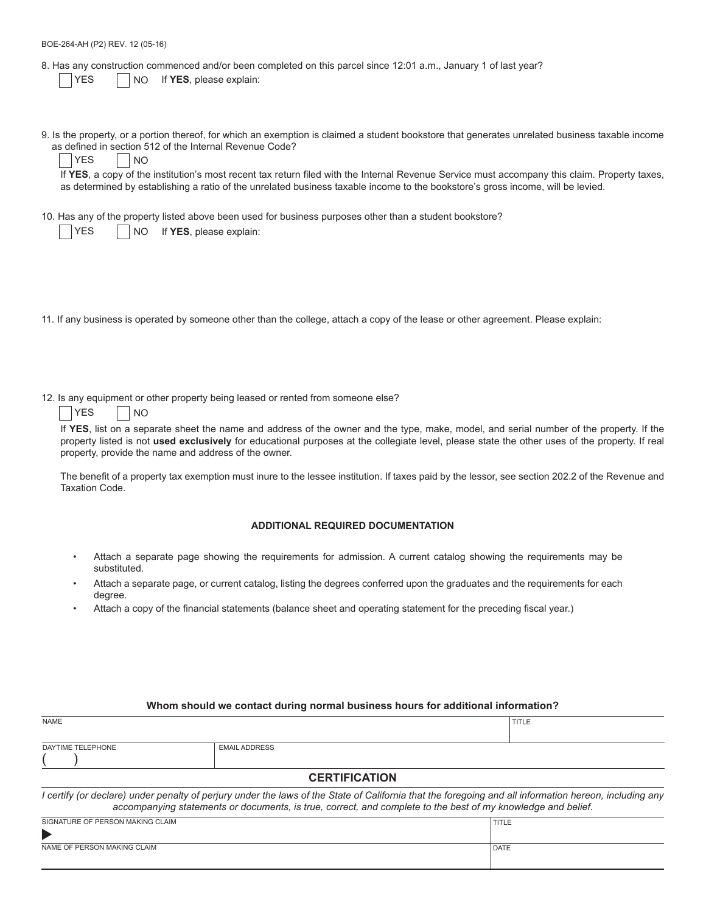BOE-264-AH (P2) REV. 12 (05-16)

8. Has any construction commenced and/or been completed on this parcel since 12:01 a.m., January 1 of last year?

☐ YES ☐ NO If **YES**, please explain:

9. Is the property, or a portion thereof, for which an exemption is claimed a student bookstore that generates unrelated business taxable income as defined in section 512 of the Internal Revenue Code?

☐ YES ☐ NO

If **YES**, a copy of the institution's most recent tax return filed with the Internal Revenue Service must accompany this claim. Property taxes, as determined by establishing a ratio of the unrelated business taxable income to the bookstore's gross income, will be levied.

10. Has any of the property listed above been used for business purposes other than a student bookstore?

☐ YES ☐ NO If **YES**, please explain:

11. If any business is operated by someone other than the college, attach a copy of the lease or other agreement. Please explain:

12. Is any equipment or other property being leased or rented from someone else?

☐ YES ☐ NO

If **YES**, list on a separate sheet the name and address of the owner and the type, make, model, and serial number of the property. If the property listed is not **used exclusively** for educational purposes at the collegiate level, please state the other uses of the property. If real property, provide the name and address of the owner.

The benefit of a property tax exemption must inure to the lessee institution. If taxes paid by the lessor, see section 202.2 of the Revenue and Taxation Code.

#### ADDITIONAL REQUIRED DOCUMENTATION

- Attach a separate page showing the requirements for admission. A current catalog showing the requirements may be substituted.
- Attach a separate page, or current catalog, listing the degrees conferred upon the graduates and the requirements for each degree.
- Attach a copy of the financial statements (balance sheet and operating statement for the preceding fiscal year.)

**Whom should we contact during normal business hours for additional information?**

| NAME | | TITLE |
|---|---|---|
| DAYTIME TELEPHONE ( ) | EMAIL ADDRESS | |

### CERTIFICATION

*I certify (or declare) under penalty of perjury under the laws of the State of California that the foregoing and all information hereon, including any accompanying statements or documents, is true, correct, and complete to the best of my knowledge and belief.*

| SIGNATURE OF PERSON MAKING CLAIM | TITLE |
|---|---|
| ▶ | |
| NAME OF PERSON MAKING CLAIM | DATE |
| | |